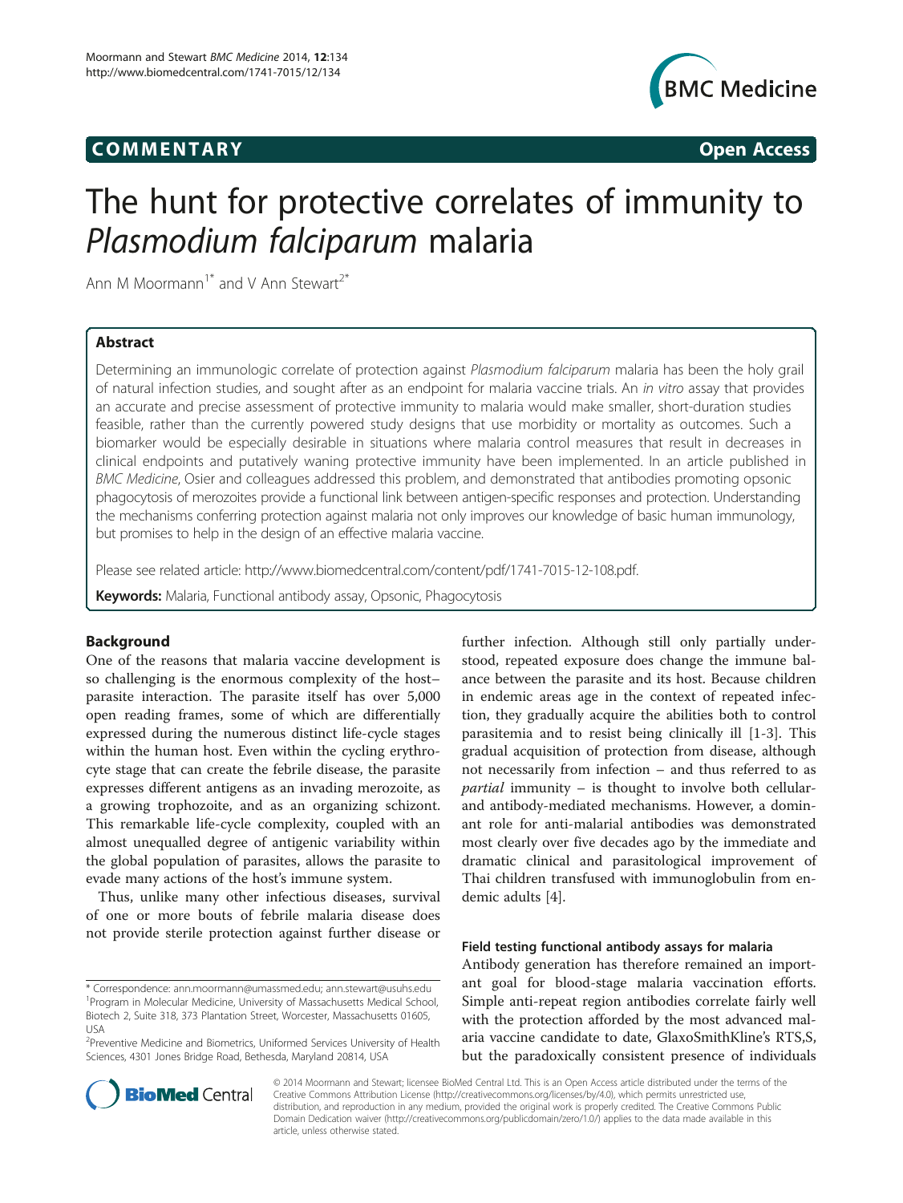COMMENTARY **Open Access**

# The hunt for protective correlates of immunity to *Plasmodium falciparum* malaria

Ann M Moormann[1*] and V Ann Stewart[2*]

## Abstract

Determining an immunologic correlate of protection against *Plasmodium falciparum* malaria has been the holy grail of natural infection studies, and sought after as an endpoint for malaria vaccine trials. An *in vitro* assay that provides an accurate and precise assessment of protective immunity to malaria would make smaller, short-duration studies feasible, rather than the currently powered study designs that use morbidity or mortality as outcomes. Such a biomarker would be especially desirable in situations where malaria control measures that result in decreases in clinical endpoints and putatively waning protective immunity have been implemented. In an article published in *BMC Medicine*, Osier and colleagues addressed this problem, and demonstrated that antibodies promoting opsonic phagocytosis of merozoites provide a functional link between antigen-specific responses and protection. Understanding the mechanisms conferring protection against malaria not only improves our knowledge of basic human immunology, but promises to help in the design of an effective malaria vaccine.

Please see related article: http://www.biomedcentral.com/content/pdf/1741-7015-12-108.pdf.

**Keywords:** Malaria, Functional antibody assay, Opsonic, Phagocytosis

## Background

One of the reasons that malaria vaccine development is so challenging is the enormous complexity of the host–parasite interaction. The parasite itself has over 5,000 open reading frames, some of which are differentially expressed during the numerous distinct life-cycle stages within the human host. Even within the cycling erythrocyte stage that can create the febrile disease, the parasite expresses different antigens as an invading merozoite, as a growing trophozoite, and as an organizing schizont. This remarkable life-cycle complexity, coupled with an almost unequalled degree of antigenic variability within the global population of parasites, allows the parasite to evade many actions of the host's immune system.

Thus, unlike many other infectious diseases, survival of one or more bouts of febrile malaria disease does not provide sterile protection against further disease or further infection. Although still only partially understood, repeated exposure does change the immune balance between the parasite and its host. Because children in endemic areas age in the context of repeated infection, they gradually acquire the abilities both to control parasitemia and to resist being clinically ill [1-3]. This gradual acquisition of protection from disease, although not necessarily from infection – and thus referred to as *partial* immunity – is thought to involve both cellular- and antibody-mediated mechanisms. However, a dominant role for anti-malarial antibodies was demonstrated most clearly over five decades ago by the immediate and dramatic clinical and parasitological improvement of Thai children transfused with immunoglobulin from endemic adults [4].

### Field testing functional antibody assays for malaria

Antibody generation has therefore remained an important goal for blood-stage malaria vaccination efforts. Simple anti-repeat region antibodies correlate fairly well with the protection afforded by the most advanced malaria vaccine candidate to date, GlaxoSmithKline's RTS,S, but the paradoxically consistent presence of individuals

\* Correspondence: ann.moormann@umassmed.edu; ann.stewart@usuhs.edu
[1]Program in Molecular Medicine, University of Massachusetts Medical School, Biotech 2, Suite 318, 373 Plantation Street, Worcester, Massachusetts 01605, USA
[2]Preventive Medicine and Biometrics, Uniformed Services University of Health Sciences, 4301 Jones Bridge Road, Bethesda, Maryland 20814, USA

© 2014 Moormann and Stewart; licensee BioMed Central Ltd. This is an Open Access article distributed under the terms of the Creative Commons Attribution License (http://creativecommons.org/licenses/by/4.0), which permits unrestricted use, distribution, and reproduction in any medium, provided the original work is properly credited. The Creative Commons Public Domain Dedication waiver (http://creativecommons.org/publicdomain/zero/1.0/) applies to the data made available in this article, unless otherwise stated.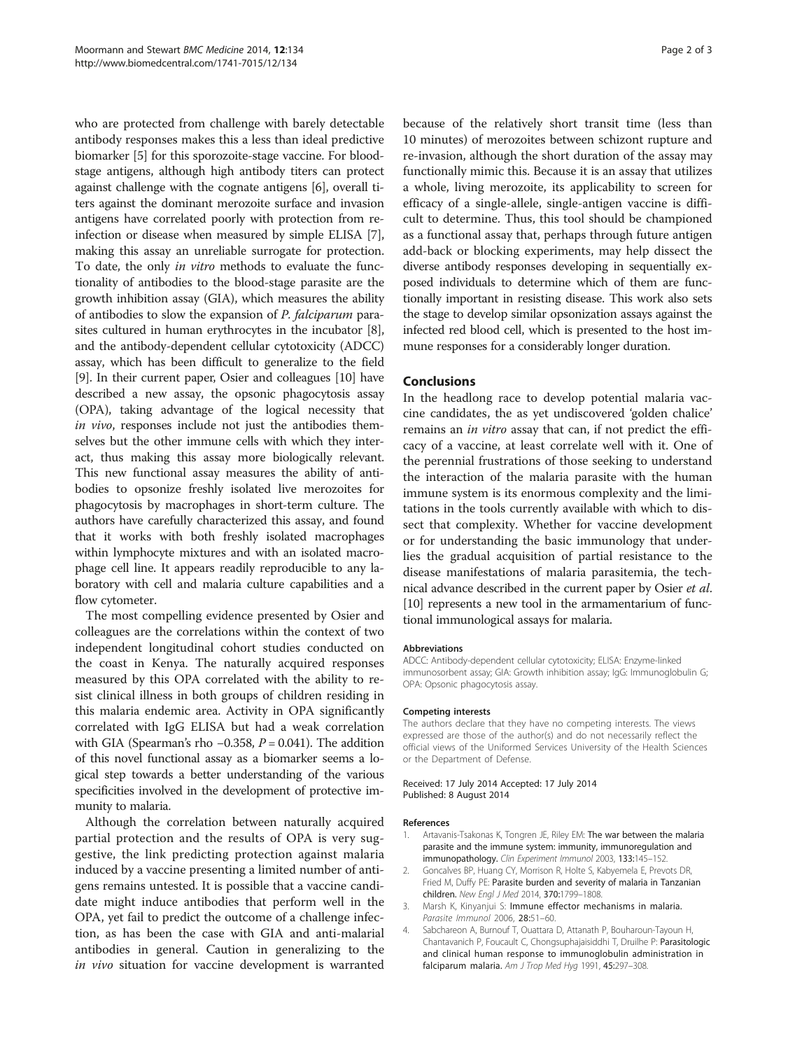who are protected from challenge with barely detectable antibody responses makes this a less than ideal predictive biomarker [5] for this sporozoite-stage vaccine. For blood-stage antigens, although high antibody titers can protect against challenge with the cognate antigens [6], overall titers against the dominant merozoite surface and invasion antigens have correlated poorly with protection from reinfection or disease when measured by simple ELISA [7], making this assay an unreliable surrogate for protection. To date, the only *in vitro* methods to evaluate the functionality of antibodies to the blood-stage parasite are the growth inhibition assay (GIA), which measures the ability of antibodies to slow the expansion of *P. falciparum* parasites cultured in human erythrocytes in the incubator [8], and the antibody-dependent cellular cytotoxicity (ADCC) assay, which has been difficult to generalize to the field [9]. In their current paper, Osier and colleagues [10] have described a new assay, the opsonic phagocytosis assay (OPA), taking advantage of the logical necessity that *in vivo*, responses include not just the antibodies themselves but the other immune cells with which they interact, thus making this assay more biologically relevant. This new functional assay measures the ability of antibodies to opsonize freshly isolated live merozoites for phagocytosis by macrophages in short-term culture. The authors have carefully characterized this assay, and found that it works with both freshly isolated macrophages within lymphocyte mixtures and with an isolated macrophage cell line. It appears readily reproducible to any laboratory with cell and malaria culture capabilities and a flow cytometer.

The most compelling evidence presented by Osier and colleagues are the correlations within the context of two independent longitudinal cohort studies conducted on the coast in Kenya. The naturally acquired responses measured by this OPA correlated with the ability to resist clinical illness in both groups of children residing in this malaria endemic area. Activity in OPA significantly correlated with IgG ELISA but had a weak correlation with GIA (Spearman's rho −0.358, $P = 0.041$). The addition of this novel functional assay as a biomarker seems a logical step towards a better understanding of the various specificities involved in the development of protective immunity to malaria.

Although the correlation between naturally acquired partial protection and the results of OPA is very suggestive, the link predicting protection against malaria induced by a vaccine presenting a limited number of antigens remains untested. It is possible that a vaccine candidate might induce antibodies that perform well in the OPA, yet fail to predict the outcome of a challenge infection, as has been the case with GIA and anti-malarial antibodies in general. Caution in generalizing to the *in vivo* situation for vaccine development is warranted because of the relatively short transit time (less than 10 minutes) of merozoites between schizont rupture and re-invasion, although the short duration of the assay may functionally mimic this. Because it is an assay that utilizes a whole, living merozoite, its applicability to screen for efficacy of a single-allele, single-antigen vaccine is difficult to determine. Thus, this tool should be championed as a functional assay that, perhaps through future antigen add-back or blocking experiments, may help dissect the diverse antibody responses developing in sequentially exposed individuals to determine which of them are functionally important in resisting disease. This work also sets the stage to develop similar opsonization assays against the infected red blood cell, which is presented to the host immune responses for a considerably longer duration.

## Conclusions

In the headlong race to develop potential malaria vaccine candidates, the as yet undiscovered 'golden chalice' remains an *in vitro* assay that can, if not predict the efficacy of a vaccine, at least correlate well with it. One of the perennial frustrations of those seeking to understand the interaction of the malaria parasite with the human immune system is its enormous complexity and the limitations in the tools currently available with which to dissect that complexity. Whether for vaccine development or for understanding the basic immunology that underlies the gradual acquisition of partial resistance to the disease manifestations of malaria parasitemia, the technical advance described in the current paper by Osier *et al.* [10] represents a new tool in the armamentarium of functional immunological assays for malaria.

#### Abbreviations

ADCC: Antibody-dependent cellular cytotoxicity; ELISA: Enzyme-linked immunosorbent assay; GIA: Growth inhibition assay; IgG: Immunoglobulin G; OPA: Opsonic phagocytosis assay.

#### Competing interests

The authors declare that they have no competing interests. The views expressed are those of the author(s) and do not necessarily reflect the official views of the Uniformed Services University of the Health Sciences or the Department of Defense.

Received: 17 July 2014 Accepted: 17 July 2014
Published: 8 August 2014

#### References

1. Artavanis-Tsakonas K, Tongren JE, Riley EM: **The war between the malaria parasite and the immune system: immunity, immunoregulation and immunopathology.** *Clin Experiment Immunol* 2003, **133**:145–152.
2. Goncalves BP, Huang CY, Morrison R, Holte S, Kabyemela E, Prevots DR, Fried M, Duffy PE: **Parasite burden and severity of malaria in Tanzanian children.** *New Engl J Med* 2014, **370**:1799–1808.
3. Marsh K, Kinyanjui S: **Immune effector mechanisms in malaria.** *Parasite Immunol* 2006, **28**:51–60.
4. Sabchareon A, Burnouf T, Ouattara D, Attanath P, Bouharoun-Tayoun H, Chantavanich P, Foucault C, Chongsuphajaisiddhi T, Druilhe P: **Parasitologic and clinical human response to immunoglobulin administration in falciparum malaria.** *Am J Trop Med Hyg* 1991, **45**:297–308.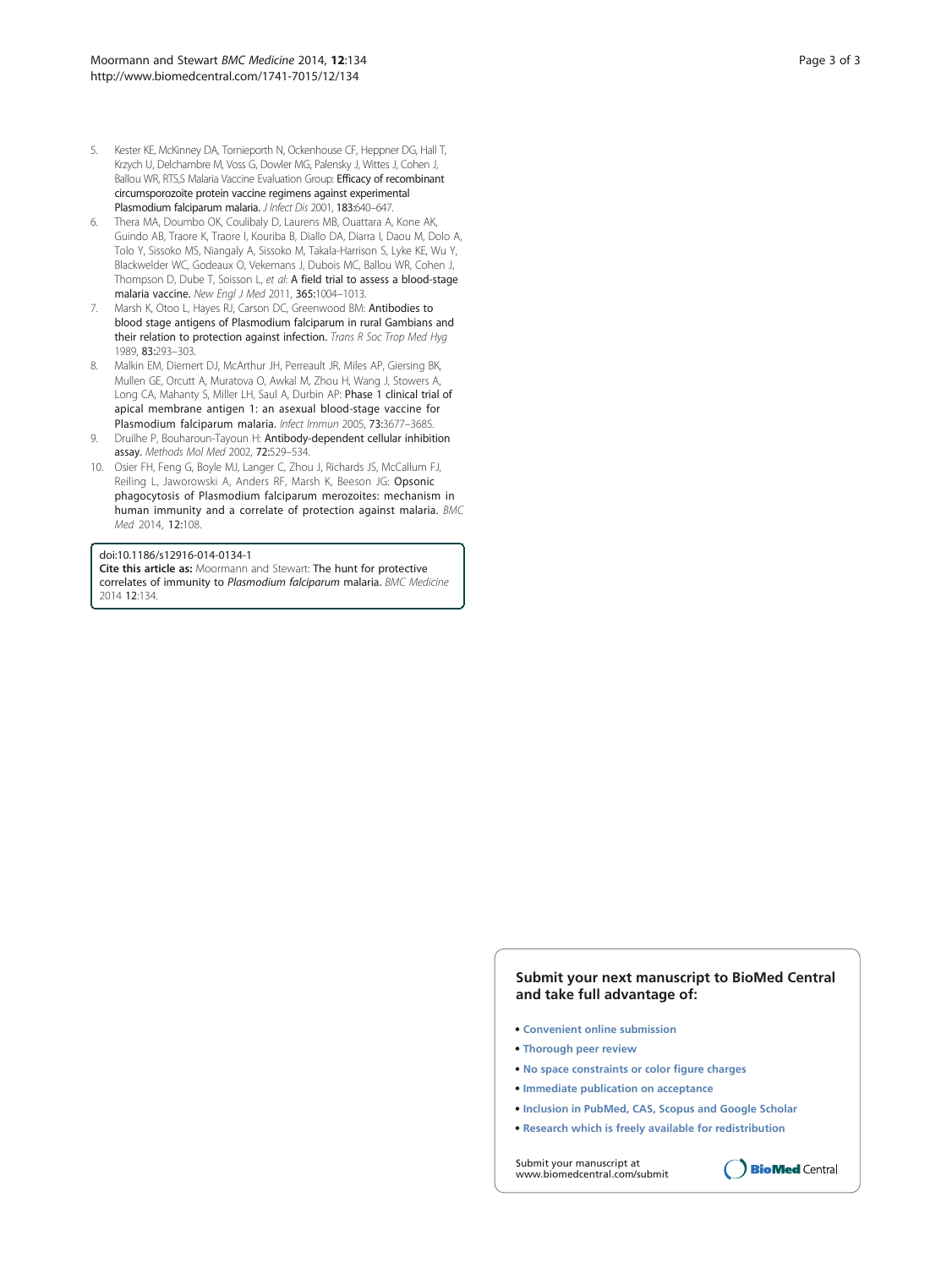5. Kester KE, McKinney DA, Tornieporth N, Ockenhouse CF, Heppner DG, Hall T, Krzych U, Delchambre M, Voss G, Dowler MG, Palensky J, Wittes J, Cohen J, Ballou WR, RTS,S Malaria Vaccine Evaluation Group: **Efficacy of recombinant circumsporozoite protein vaccine regimens against experimental Plasmodium falciparum malaria.** *J Infect Dis* 2001, **183:**640–647.
6. Thera MA, Doumbo OK, Coulibaly D, Laurens MB, Ouattara A, Kone AK, Guindo AB, Traore K, Traore I, Kouriba B, Diallo DA, Diarra I, Daou M, Dolo A, Tolo Y, Sissoko MS, Niangaly A, Sissoko M, Takala-Harrison S, Lyke KE, Wu Y, Blackwelder WC, Godeaux O, Vekemans J, Dubois MC, Ballou WR, Cohen J, Thompson D, Dube T, Soisson L, *et al*: **A field trial to assess a blood-stage malaria vaccine.** *New Engl J Med* 2011, **365:**1004–1013.
7. Marsh K, Otoo L, Hayes RJ, Carson DC, Greenwood BM: **Antibodies to blood stage antigens of Plasmodium falciparum in rural Gambians and their relation to protection against infection.** *Trans R Soc Trop Med Hyg* 1989, **83:**293–303.
8. Malkin EM, Diemert DJ, McArthur JH, Perreault JR, Miles AP, Giersing BK, Mullen GE, Orcutt A, Muratova O, Awkal M, Zhou H, Wang J, Stowers A, Long CA, Mahanty S, Miller LH, Saul A, Durbin AP: **Phase 1 clinical trial of apical membrane antigen 1: an asexual blood-stage vaccine for Plasmodium falciparum malaria.** *Infect Immun* 2005, **73:**3677–3685.
9. Druilhe P, Bouharoun-Tayoun H: **Antibody-dependent cellular inhibition assay.** *Methods Mol Med* 2002, **72:**529–534.
10. Osier FH, Feng G, Boyle MJ, Langer C, Zhou J, Richards JS, McCallum FJ, Reiling L, Jaworowski A, Anders RF, Marsh K, Beeson JG: **Opsonic phagocytosis of Plasmodium falciparum merozoites: mechanism in human immunity and a correlate of protection against malaria.** *BMC Med* 2014, **12:**108.

doi:10.1186/s12916-014-0134-1
**Cite this article as:** Moormann and Stewart: The hunt for protective correlates of immunity to *Plasmodium falciparum* malaria. *BMC Medicine* 2014 **12**:134.

**Submit your next manuscript to BioMed Central and take full advantage of:**

- **Convenient online submission**
- **Thorough peer review**
- **No space constraints or color figure charges**
- **Immediate publication on acceptance**
- **Inclusion in PubMed, CAS, Scopus and Google Scholar**
- **Research which is freely available for redistribution**

Submit your manuscript at
www.biomedcentral.com/submit

BioMed Central